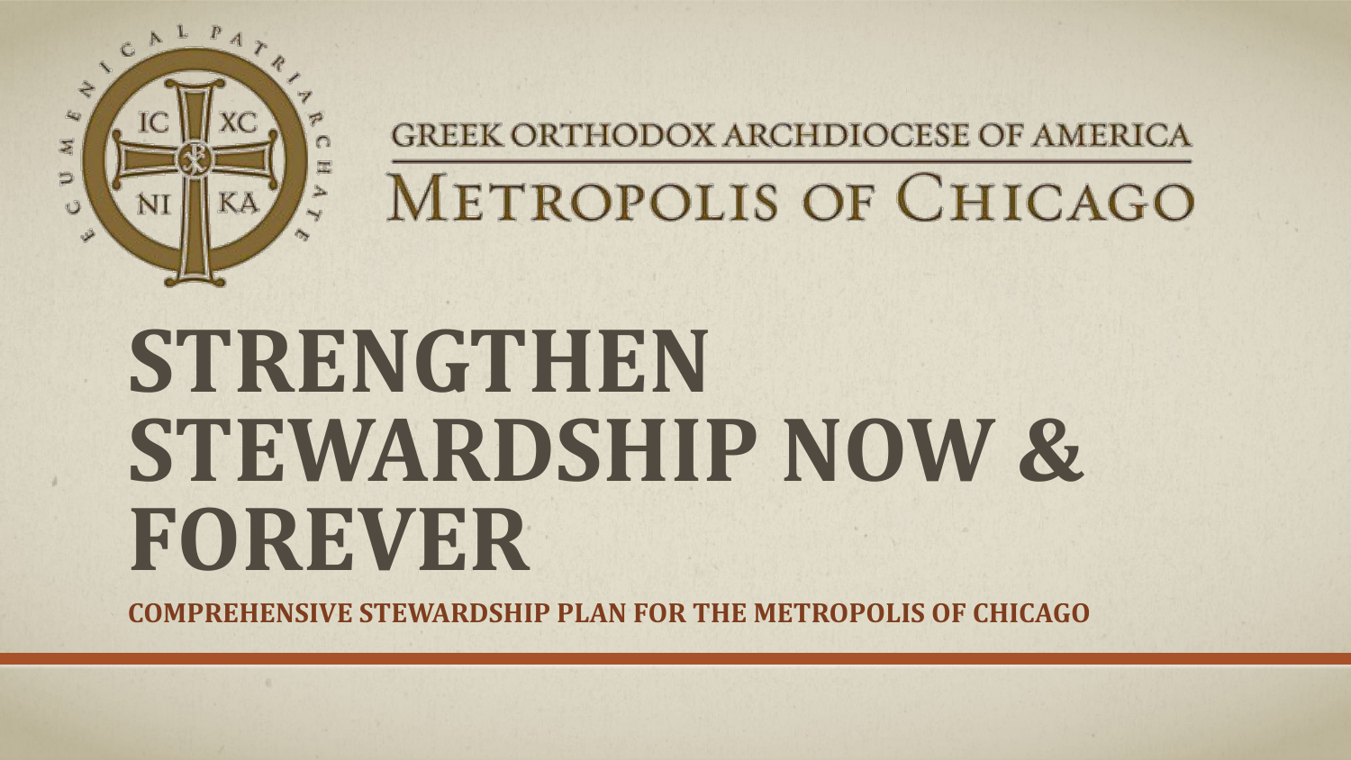GREEK ORTHODOX ARCHDIOCESE OF AMERICA

METROPOLIS OF CHICAGO

# STRENGTHEN STEWARDSHIP NOW & FOREVER

**COMPREHENSIVE STEWARDSHIP PLAN FOR THE METROPOLIS OF CHICAGO**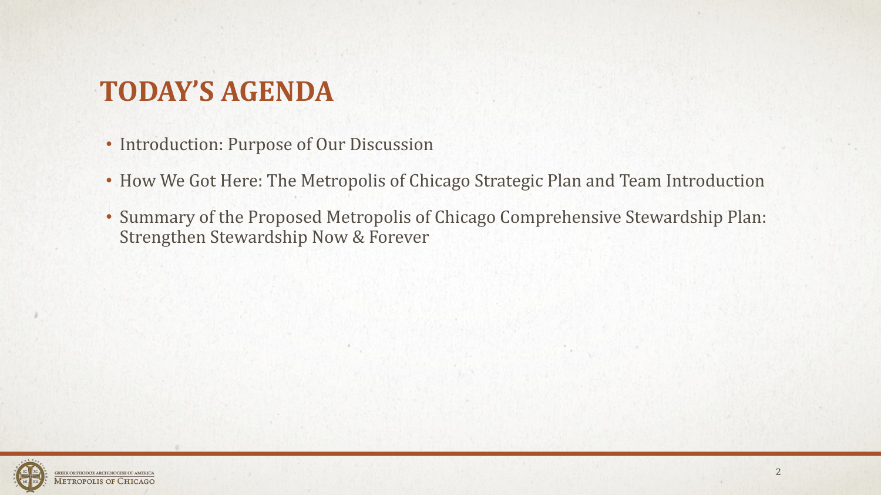# TODAY'S AGENDA

- Introduction: Purpose of Our Discussion
- How We Got Here: The Metropolis of Chicago Strategic Plan and Team Introduction
- Summary of the Proposed Metropolis of Chicago Comprehensive Stewardship Plan: Strengthen Stewardship Now & Forever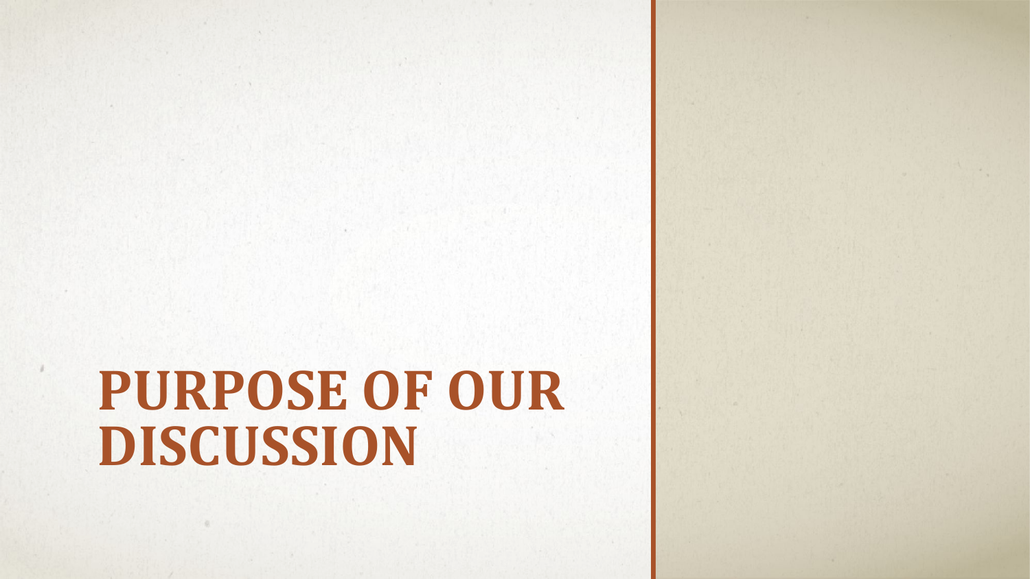# PURPOSE OF OUR DISCUSSION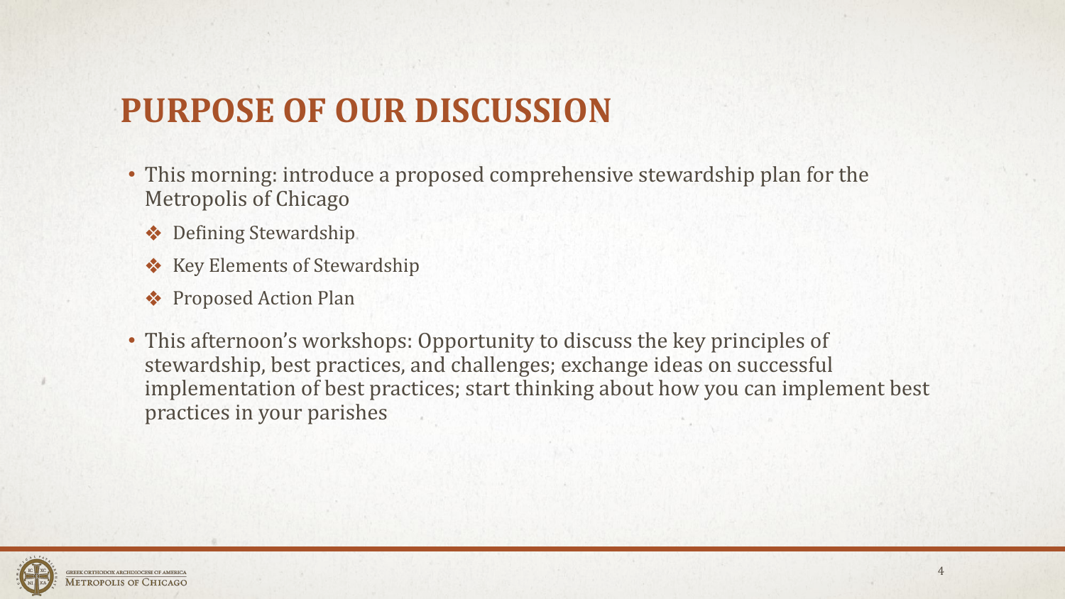# PURPOSE OF OUR DISCUSSION

- This morning: introduce a proposed comprehensive stewardship plan for the Metropolis of Chicago
  - ❖ Defining Stewardship
  - ❖ Key Elements of Stewardship
  - ❖ Proposed Action Plan
- This afternoon's workshops: Opportunity to discuss the key principles of stewardship, best practices, and challenges; exchange ideas on successful implementation of best practices; start thinking about how you can implement best practices in your parishes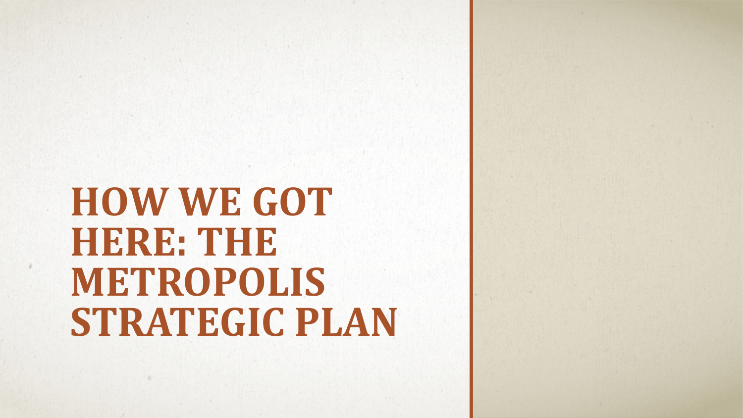# HOW WE GOT HERE: THE METROPOLIS STRATEGIC PLAN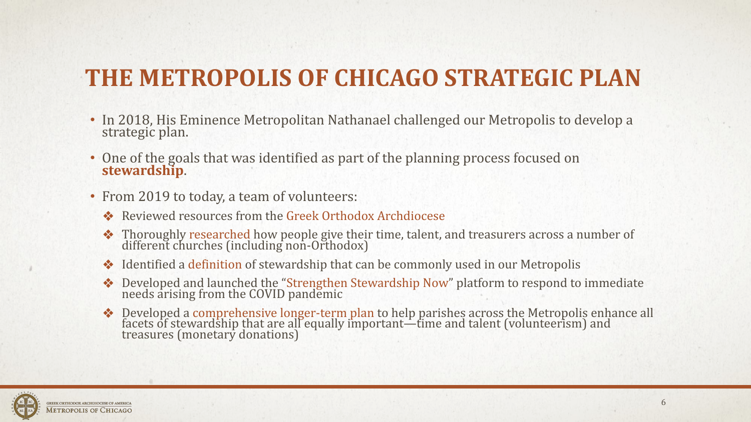# THE METROPOLIS OF CHICAGO STRATEGIC PLAN

- In 2018, His Eminence Metropolitan Nathanael challenged our Metropolis to develop a strategic plan.
- One of the goals that was identified as part of the planning process focused on **stewardship**.
- From 2019 to today, a team of volunteers:
  - Reviewed resources from the Greek Orthodox Archdiocese
  - Thoroughly researched how people give their time, talent, and treasurers across a number of different churches (including non-Orthodox)
  - Identified a definition of stewardship that can be commonly used in our Metropolis
  - Developed and launched the "Strengthen Stewardship Now" platform to respond to immediate needs arising from the COVID pandemic
  - Developed a comprehensive longer-term plan to help parishes across the Metropolis enhance all facets of stewardship that are all equally important—time and talent (volunteerism) and treasures (monetary donations)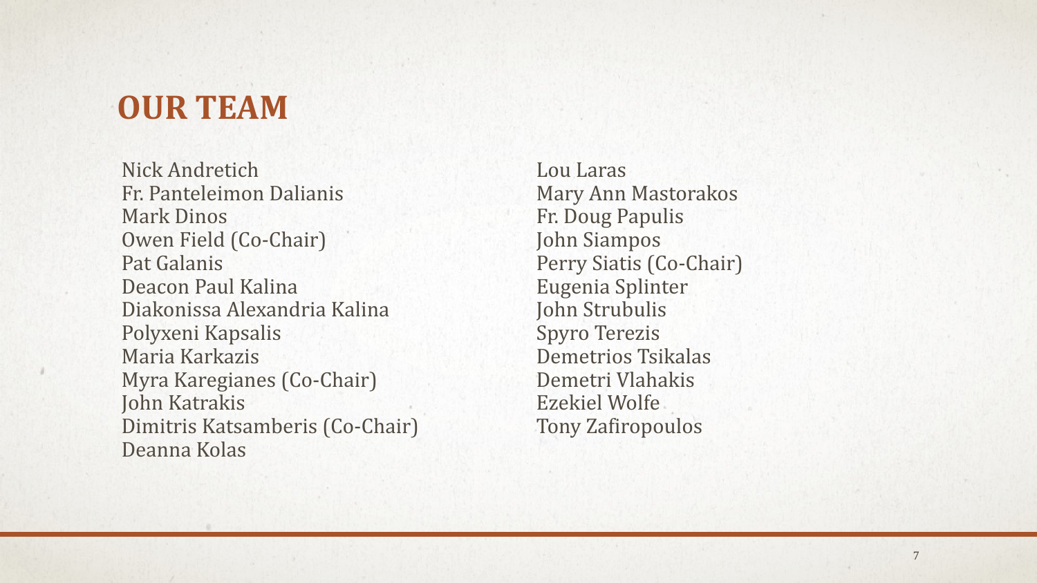# OUR TEAM

Nick Andretich
Fr. Panteleimon Dalianis
Mark Dinos
Owen Field (Co-Chair)
Pat Galanis
Deacon Paul Kalina
Diakonissa Alexandria Kalina
Polyxeni Kapsalis
Maria Karkazis
Myra Karegianes (Co-Chair)
John Katrakis
Dimitris Katsamberis (Co-Chair)
Deanna Kolas
Lou Laras
Mary Ann Mastorakos
Fr. Doug Papulis
John Siampos
Perry Siatis (Co-Chair)
Eugenia Splinter
John Strubulis
Spyro Terezis
Demetrios Tsikalas
Demetri Vlahakis
Ezekiel Wolfe
Tony Zafiropoulos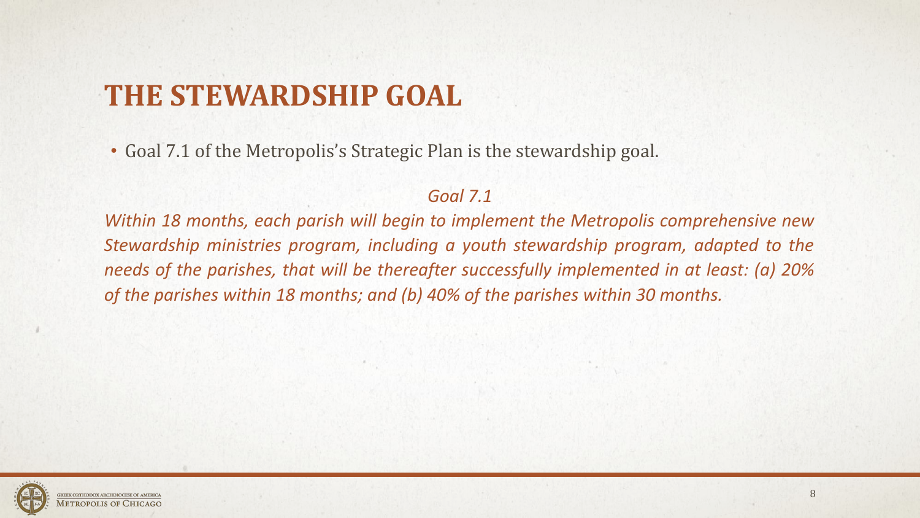# THE STEWARDSHIP GOAL

- Goal 7.1 of the Metropolis's Strategic Plan is the stewardship goal.

*Goal 7.1*

*Within 18 months, each parish will begin to implement the Metropolis comprehensive new Stewardship ministries program, including a youth stewardship program, adapted to the needs of the parishes, that will be thereafter successfully implemented in at least: (a) 20% of the parishes within 18 months; and (b) 40% of the parishes within 30 months.*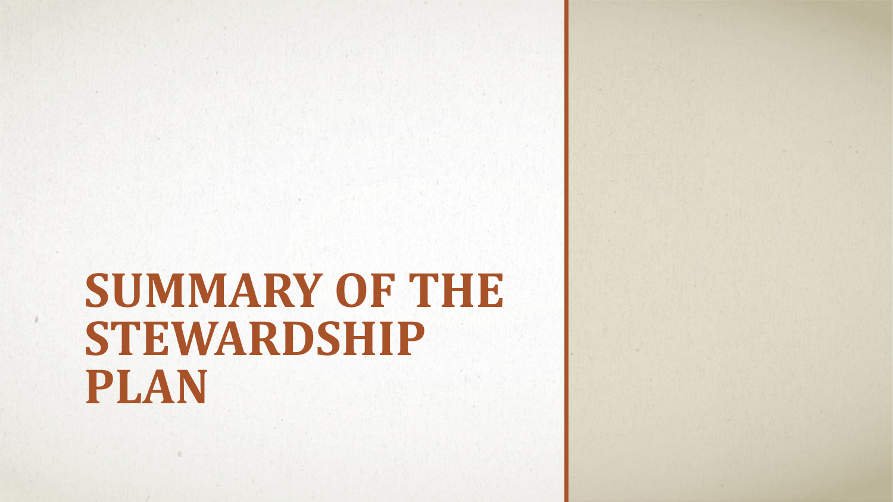# SUMMARY OF THE STEWARDSHIP PLAN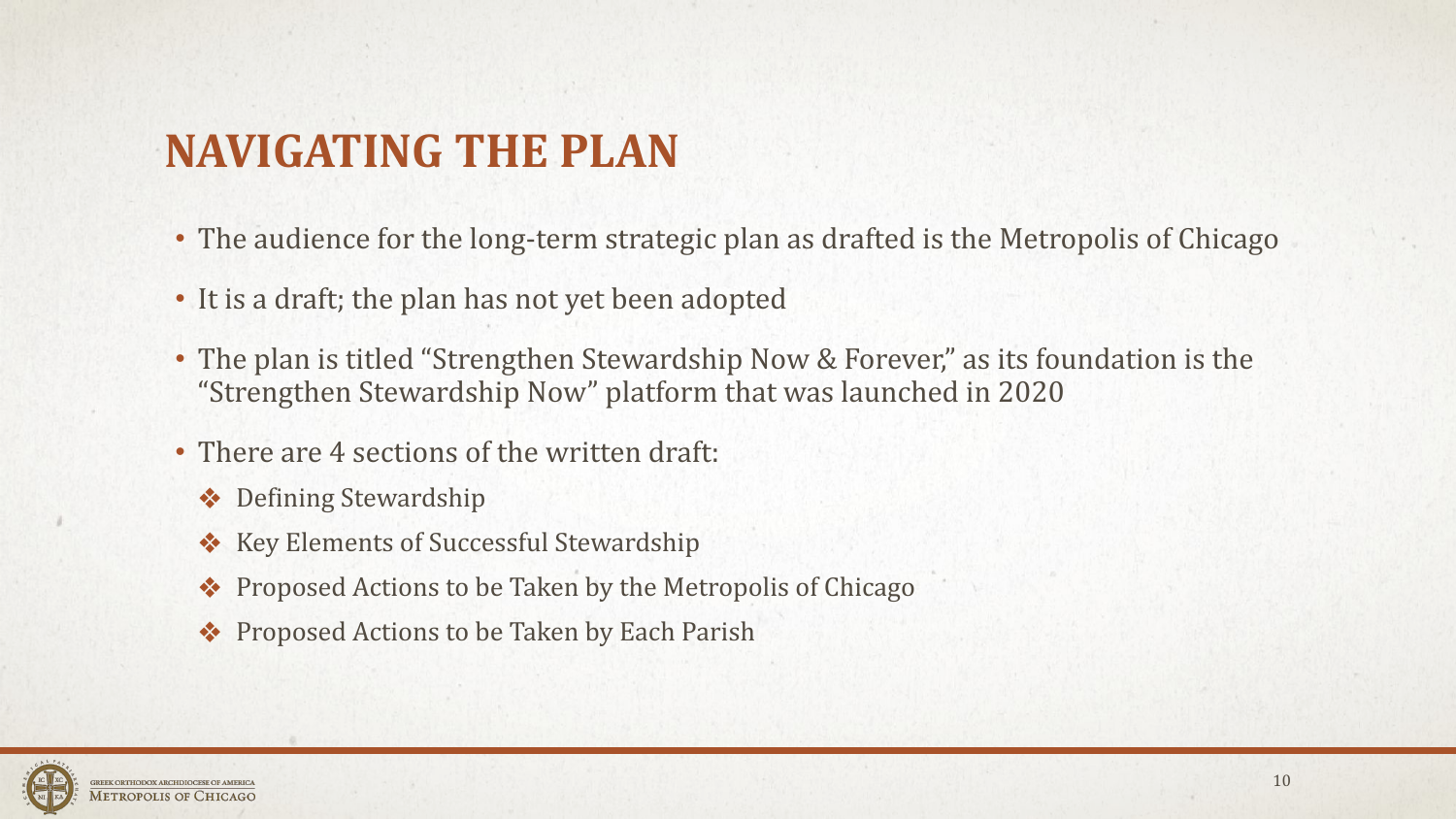# NAVIGATING THE PLAN

- The audience for the long-term strategic plan as drafted is the Metropolis of Chicago
- It is a draft; the plan has not yet been adopted
- The plan is titled "Strengthen Stewardship Now & Forever," as its foundation is the "Strengthen Stewardship Now" platform that was launched in 2020
- There are 4 sections of the written draft:
  - ❖ Defining Stewardship
  - ❖ Key Elements of Successful Stewardship
  - ❖ Proposed Actions to be Taken by the Metropolis of Chicago
  - ❖ Proposed Actions to be Taken by Each Parish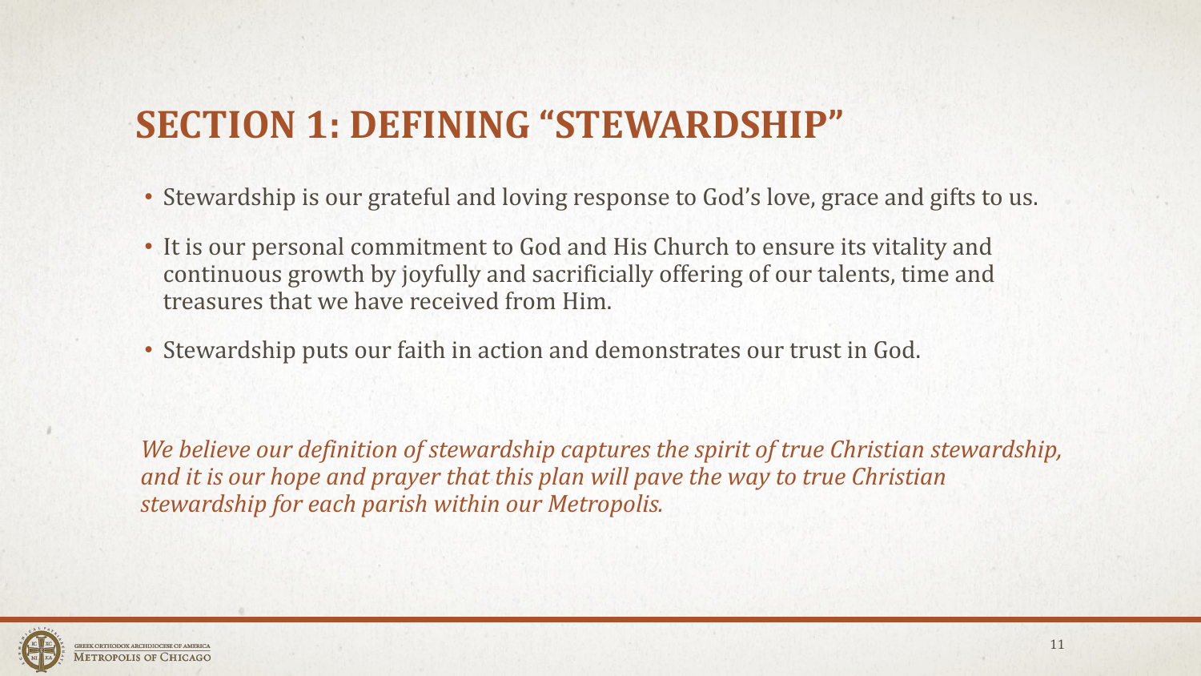# SECTION 1: DEFINING "STEWARDSHIP"

- Stewardship is our grateful and loving response to God's love, grace and gifts to us.
- It is our personal commitment to God and His Church to ensure its vitality and continuous growth by joyfully and sacrificially offering of our talents, time and treasures that we have received from Him.
- Stewardship puts our faith in action and demonstrates our trust in God.

*We believe our definition of stewardship captures the spirit of true Christian stewardship, and it is our hope and prayer that this plan will pave the way to true Christian stewardship for each parish within our Metropolis.*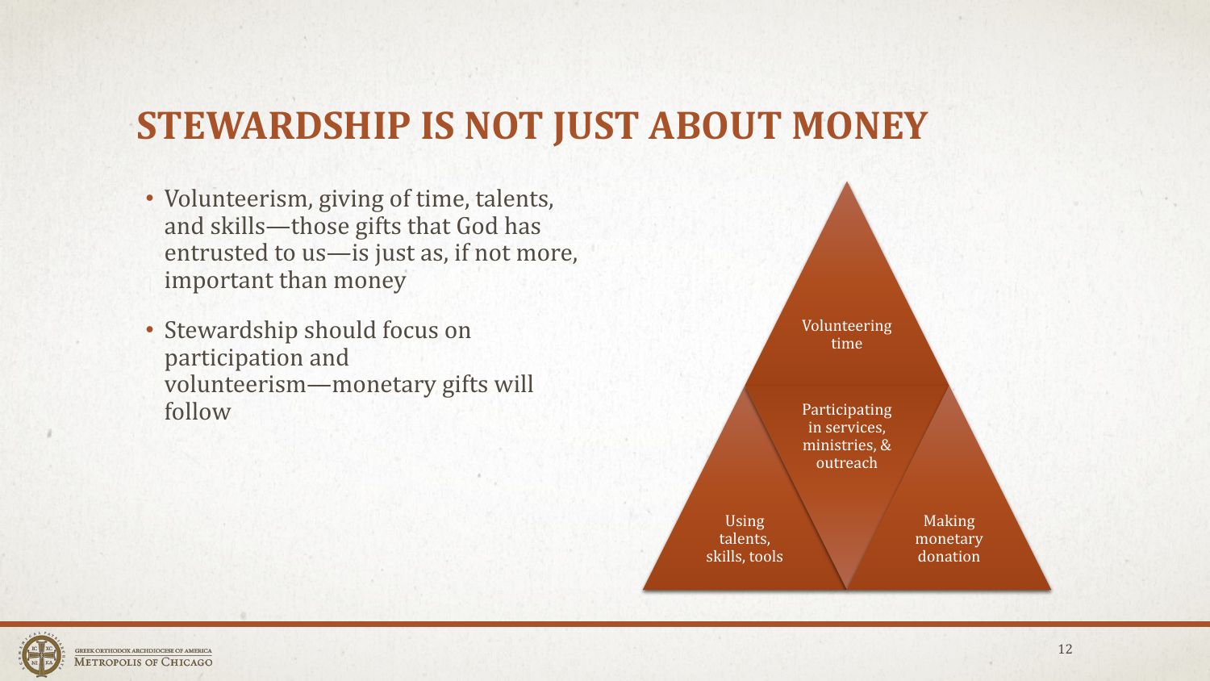# STEWARDSHIP IS NOT JUST ABOUT MONEY

- Volunteerism, giving of time, talents, and skills—those gifts that God has entrusted to us—is just as, if not more, important than money
- Stewardship should focus on participation and volunteerism—monetary gifts will follow

Volunteering time

Participating in services, ministries, & outreach

Using talents, skills, tools

Making monetary donation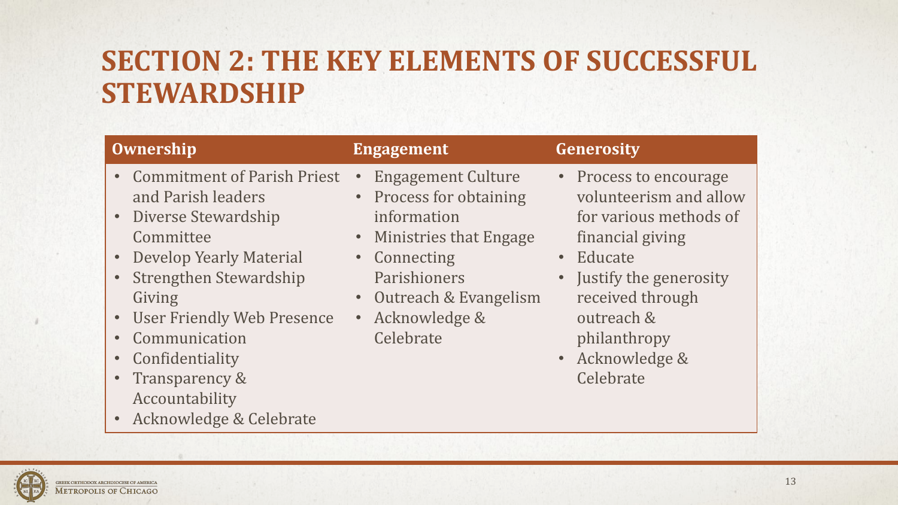# SECTION 2: THE KEY ELEMENTS OF SUCCESSFUL STEWARDSHIP

| Ownership | Engagement | Generosity |
|---|---|---|
| • Commitment of Parish Priest and Parish leaders<br>• Diverse Stewardship Committee<br>• Develop Yearly Material<br>• Strengthen Stewardship Giving<br>• User Friendly Web Presence<br>• Communication<br>• Confidentiality<br>• Transparency & Accountability<br>• Acknowledge & Celebrate | • Engagement Culture<br>• Process for obtaining information<br>• Ministries that Engage<br>• Connecting Parishioners<br>• Outreach & Evangelism<br>• Acknowledge & Celebrate | • Process to encourage volunteerism and allow for various methods of financial giving<br>• Educate<br>• Justify the generosity received through outreach & philanthropy<br>• Acknowledge & Celebrate |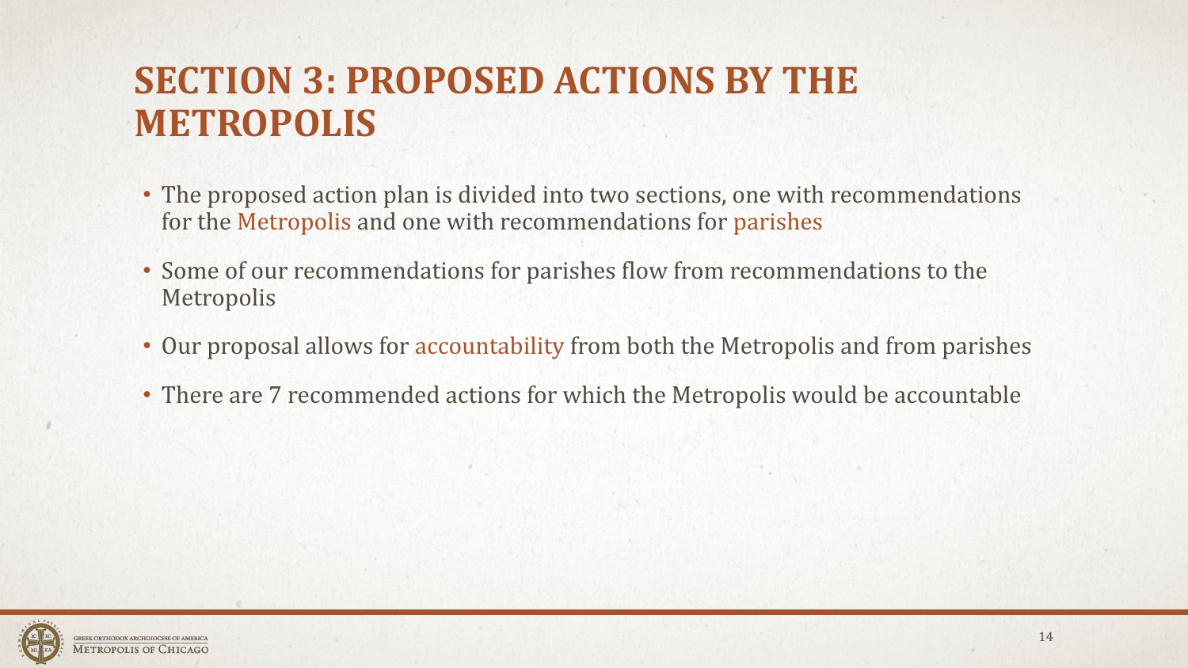# SECTION 3: PROPOSED ACTIONS BY THE METROPOLIS

- The proposed action plan is divided into two sections, one with recommendations for the Metropolis and one with recommendations for parishes
- Some of our recommendations for parishes flow from recommendations to the Metropolis
- Our proposal allows for accountability from both the Metropolis and from parishes
- There are 7 recommended actions for which the Metropolis would be accountable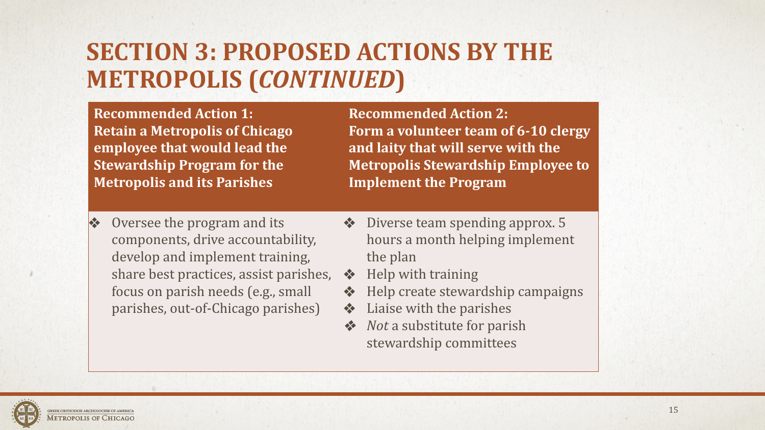# SECTION 3: PROPOSED ACTIONS BY THE METROPOLIS (*CONTINUED*)

| **Recommended Action 1: Retain a Metropolis of Chicago employee that would lead the Stewardship Program for the Metropolis and its Parishes** | **Recommended Action 2: Form a volunteer team of 6-10 clergy and laity that will serve with the Metropolis Stewardship Employee to Implement the Program** |
| --- | --- |
| ❖ Oversee the program and its components, drive accountability, develop and implement training, share best practices, assist parishes, focus on parish needs (e.g., small parishes, out-of-Chicago parishes) | ❖ Diverse team spending approx. 5 hours a month helping implement the plan<br>❖ Help with training<br>❖ Help create stewardship campaigns<br>❖ Liaise with the parishes<br>❖ *Not* a substitute for parish stewardship committees |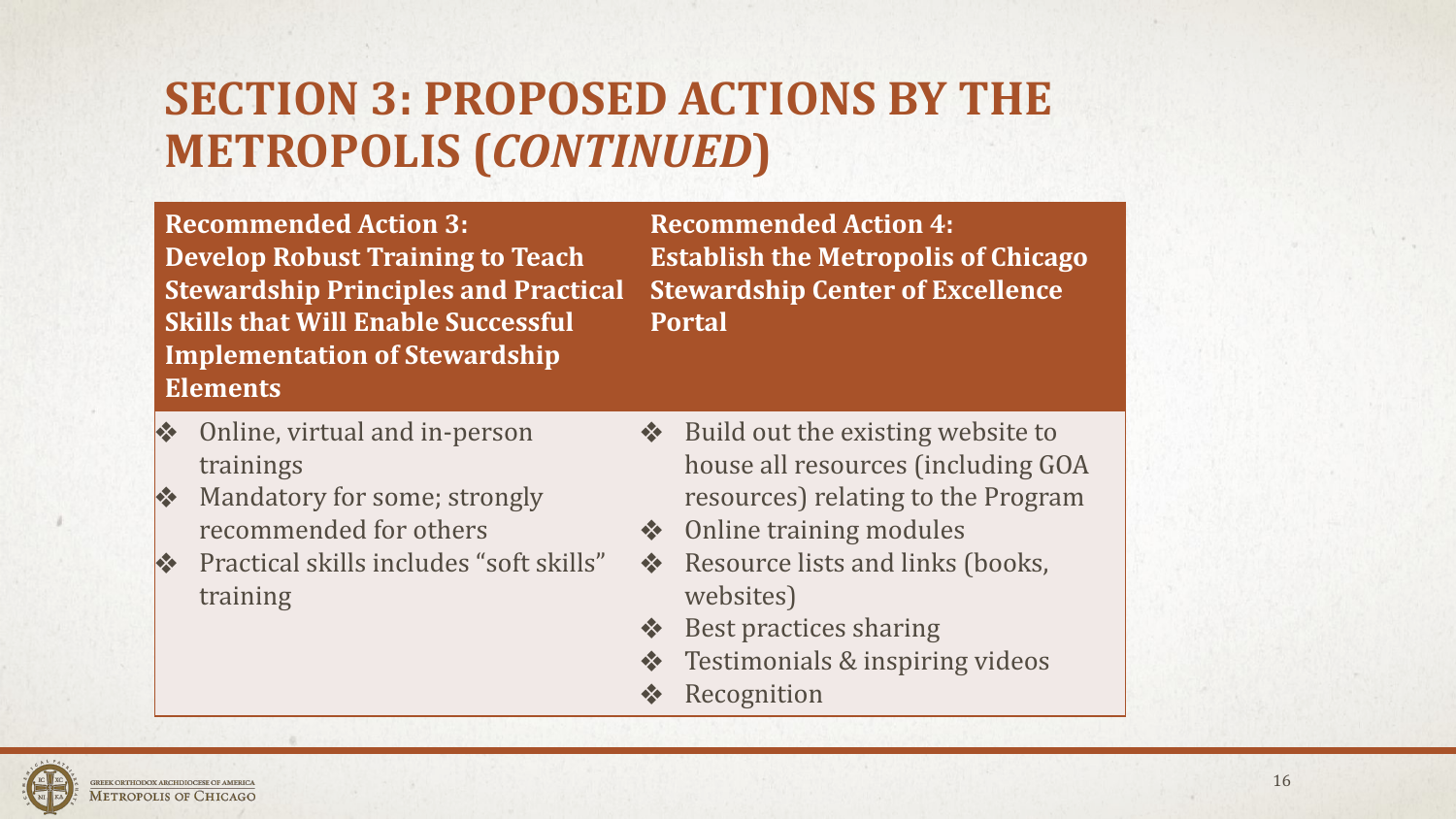# SECTION 3: PROPOSED ACTIONS BY THE METROPOLIS (*CONTINUED*)

| Recommended Action 3: Develop Robust Training to Teach Stewardship Principles and Practical Skills that Will Enable Successful Implementation of Stewardship Elements | Recommended Action 4: Establish the Metropolis of Chicago Stewardship Center of Excellence Portal |
|---|---|
| ❖ Online, virtual and in-person trainings<br>❖ Mandatory for some; strongly recommended for others<br>❖ Practical skills includes “soft skills” training | ❖ Build out the existing website to house all resources (including GOA resources) relating to the Program<br>❖ Online training modules<br>❖ Resource lists and links (books, websites)<br>❖ Best practices sharing<br>❖ Testimonials & inspiring videos<br>❖ Recognition |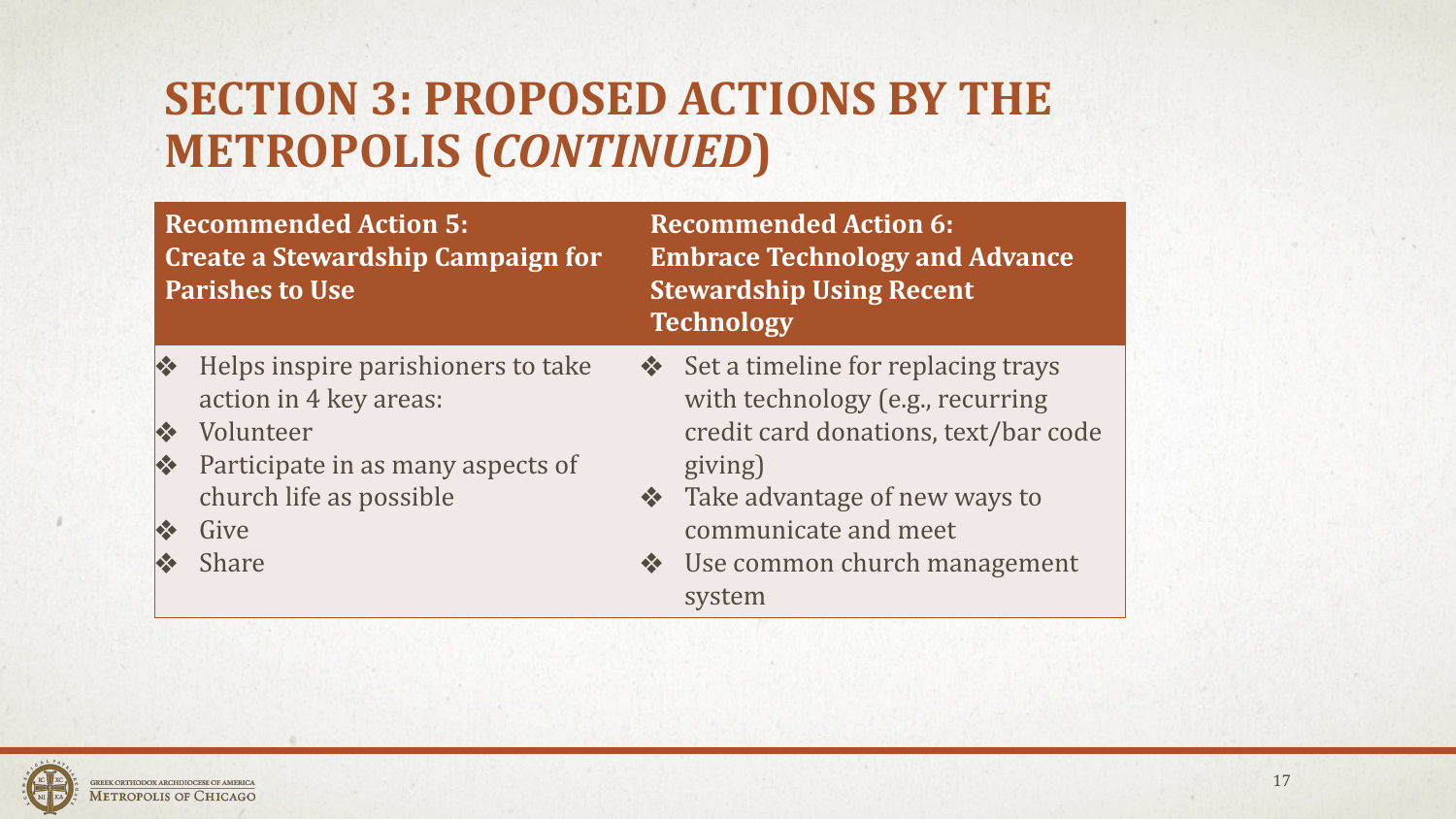# SECTION 3: PROPOSED ACTIONS BY THE METROPOLIS (*CONTINUED*)

| **Recommended Action 5: Create a Stewardship Campaign for Parishes to Use** | **Recommended Action 6: Embrace Technology and Advance Stewardship Using Recent Technology** |
|---|---|
| ❖ Helps inspire parishioners to take action in 4 key areas:<br>❖ Volunteer<br>❖ Participate in as many aspects of church life as possible<br>❖ Give<br>❖ Share | ❖ Set a timeline for replacing trays with technology (e.g., recurring credit card donations, text/bar code giving)<br>❖ Take advantage of new ways to communicate and meet<br>❖ Use common church management system |

GREEK ORTHODOX ARCHDIOCESE OF AMERICA
METROPOLIS OF CHICAGO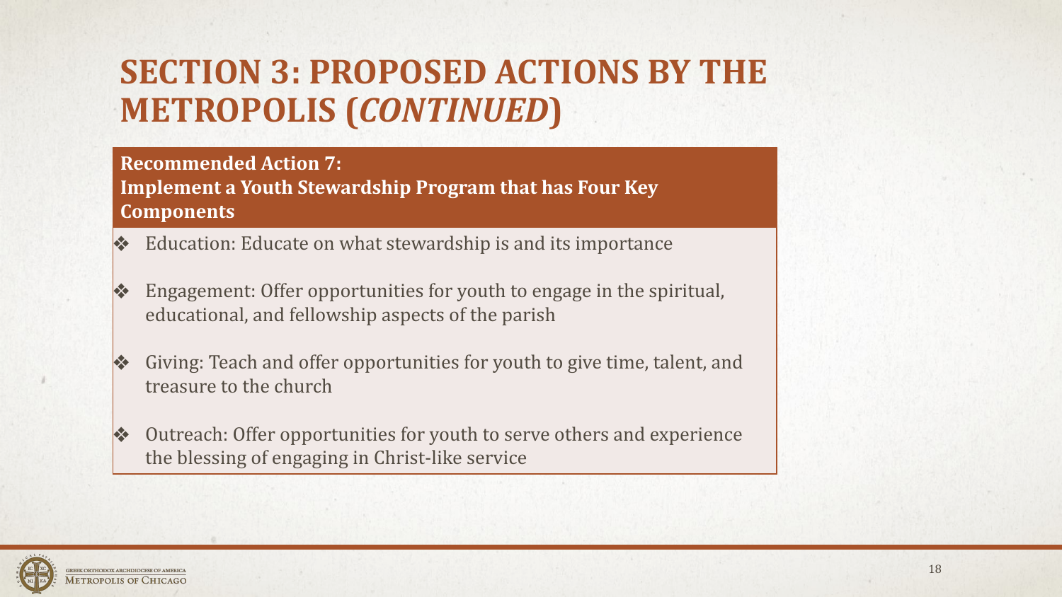# SECTION 3: PROPOSED ACTIONS BY THE METROPOLIS (*CONTINUED*)

**Recommended Action 7:**
**Implement a Youth Stewardship Program that has Four Key Components**

- Education: Educate on what stewardship is and its importance
- Engagement: Offer opportunities for youth to engage in the spiritual, educational, and fellowship aspects of the parish
- Giving: Teach and offer opportunities for youth to give time, talent, and treasure to the church
- Outreach: Offer opportunities for youth to serve others and experience the blessing of engaging in Christ-like service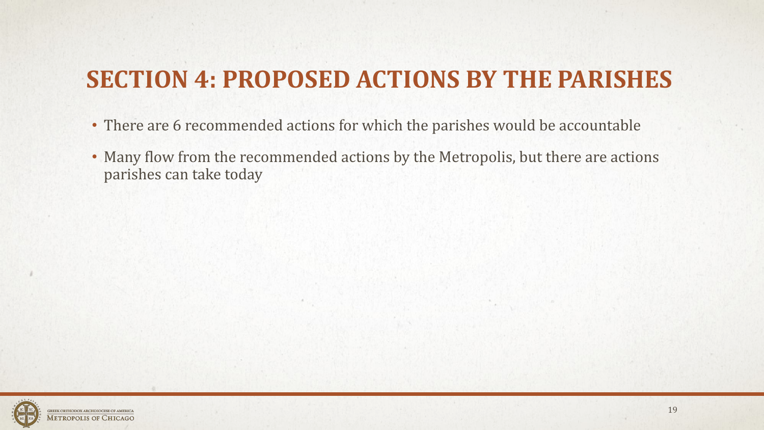# SECTION 4: PROPOSED ACTIONS BY THE PARISHES

- There are 6 recommended actions for which the parishes would be accountable
- Many flow from the recommended actions by the Metropolis, but there are actions parishes can take today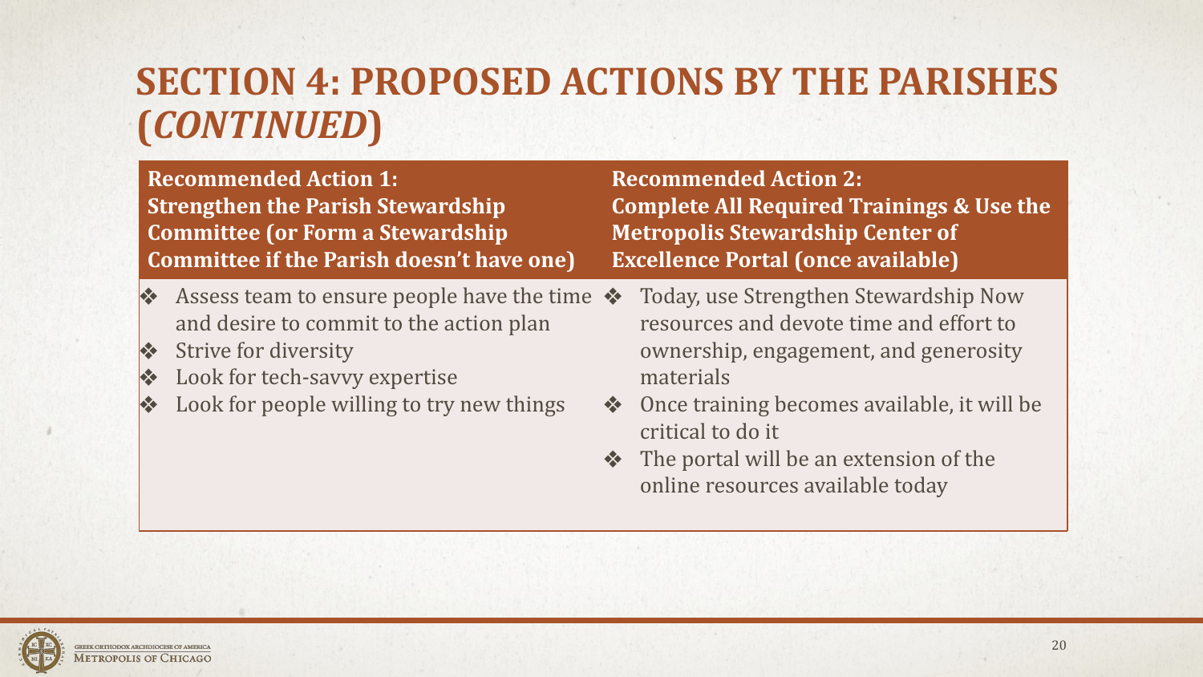# SECTION 4: PROPOSED ACTIONS BY THE PARISHES (*CONTINUED*)

| Recommended Action 1: Strengthen the Parish Stewardship Committee (or Form a Stewardship Committee if the Parish doesn't have one) | Recommended Action 2: Complete All Required Trainings & Use the Metropolis Stewardship Center of Excellence Portal (once available) |
| --- | --- |
| ❖ Assess team to ensure people have the time and desire to commit to the action plan<br>❖ Strive for diversity<br>❖ Look for tech-savvy expertise<br>❖ Look for people willing to try new things | ❖ Today, use Strengthen Stewardship Now resources and devote time and effort to ownership, engagement, and generosity materials<br>❖ Once training becomes available, it will be critical to do it<br>❖ The portal will be an extension of the online resources available today |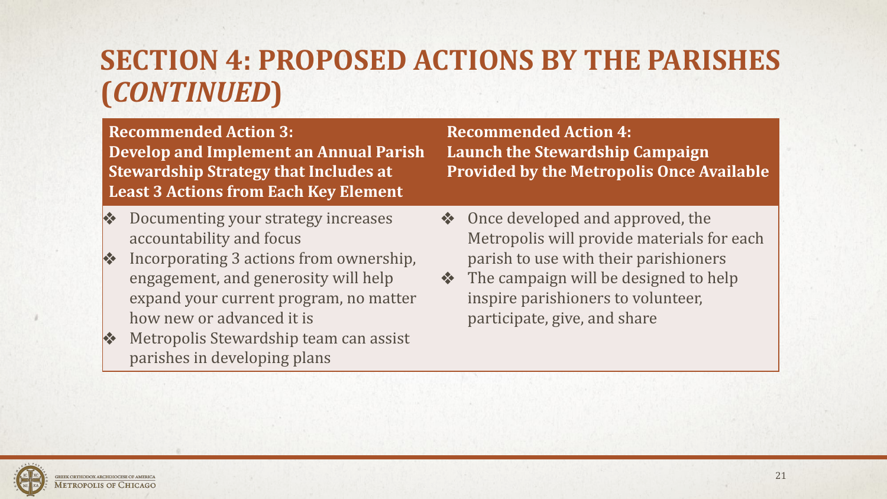# SECTION 4: PROPOSED ACTIONS BY THE PARISHES (*CONTINUED*)

**Recommended Action 3:**
**Develop and Implement an Annual Parish Stewardship Strategy that Includes at Least 3 Actions from Each Key Element**

- Documenting your strategy increases accountability and focus
- Incorporating 3 actions from ownership, engagement, and generosity will help expand your current program, no matter how new or advanced it is
- Metropolis Stewardship team can assist parishes in developing plans

**Recommended Action 4:**
**Launch the Stewardship Campaign Provided by the Metropolis Once Available**

- Once developed and approved, the Metropolis will provide materials for each parish to use with their parishioners
- The campaign will be designed to help inspire parishioners to volunteer, participate, give, and share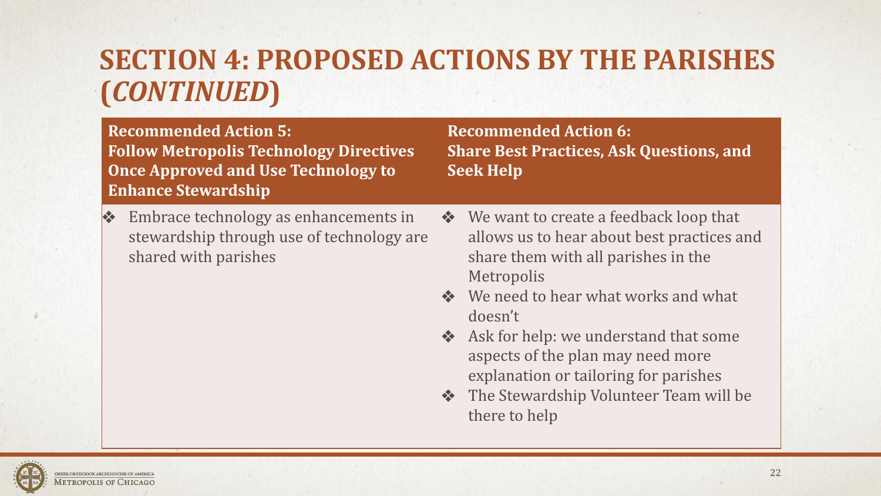# SECTION 4: PROPOSED ACTIONS BY THE PARISHES (*CONTINUED*)

**Recommended Action 5:**
**Follow Metropolis Technology Directives Once Approved and Use Technology to Enhance Stewardship**

- Embrace technology as enhancements in stewardship through use of technology are shared with parishes

**Recommended Action 6:**
**Share Best Practices, Ask Questions, and Seek Help**

- We want to create a feedback loop that allows us to hear about best practices and share them with all parishes in the Metropolis
- We need to hear what works and what doesn't
- Ask for help: we understand that some aspects of the plan may need more explanation or tailoring for parishes
- The Stewardship Volunteer Team will be there to help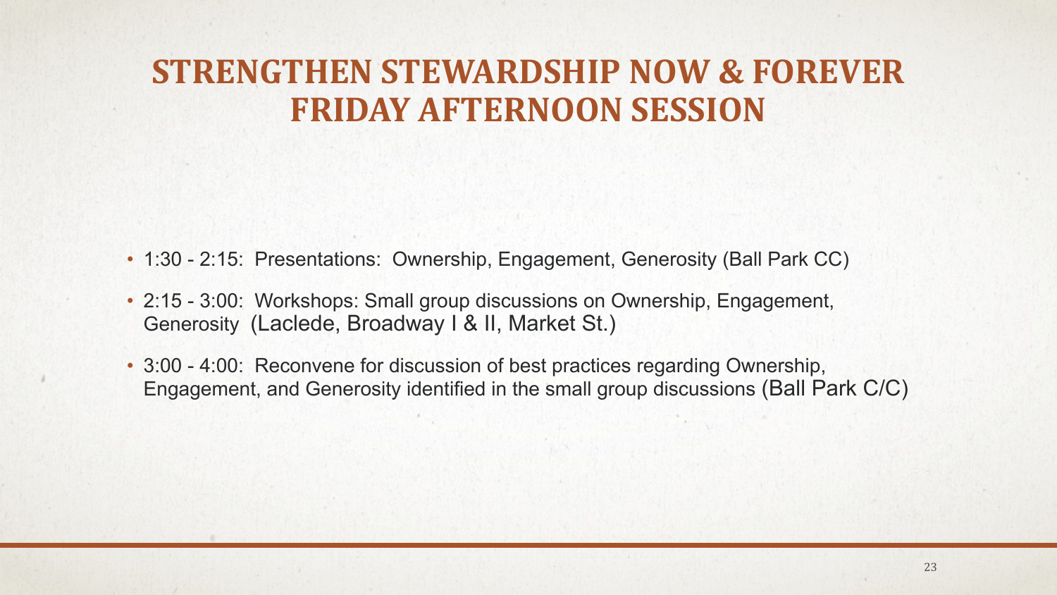# STRENGTHEN STEWARDSHIP NOW & FOREVER
# FRIDAY AFTERNOON SESSION

- 1:30 - 2:15: Presentations: Ownership, Engagement, Generosity (Ball Park CC)
- 2:15 - 3:00: Workshops: Small group discussions on Ownership, Engagement, Generosity (Laclede, Broadway I & II, Market St.)
- 3:00 - 4:00: Reconvene for discussion of best practices regarding Ownership, Engagement, and Generosity identified in the small group discussions (Ball Park C/C)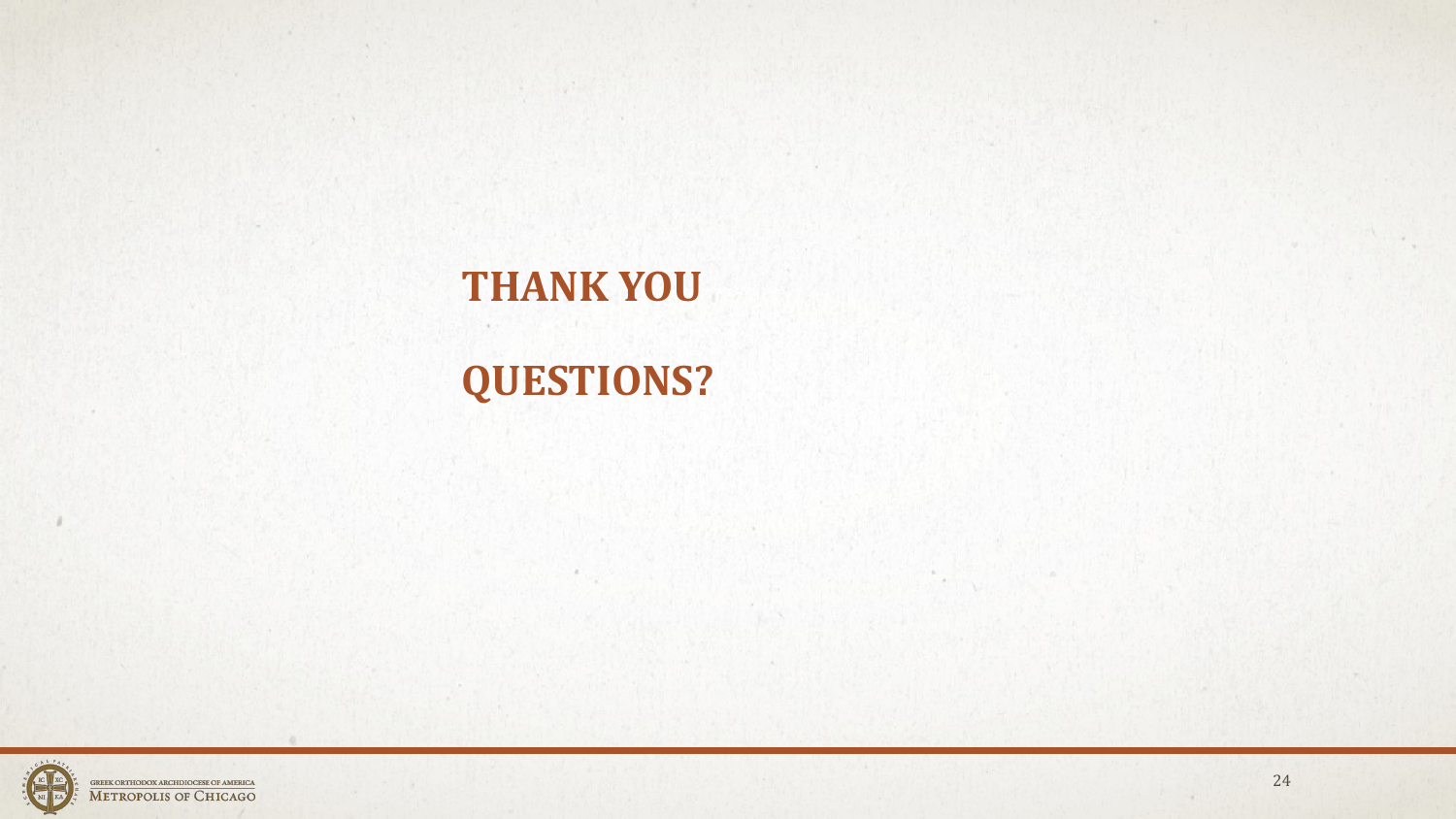# THANK YOU

# QUESTIONS?